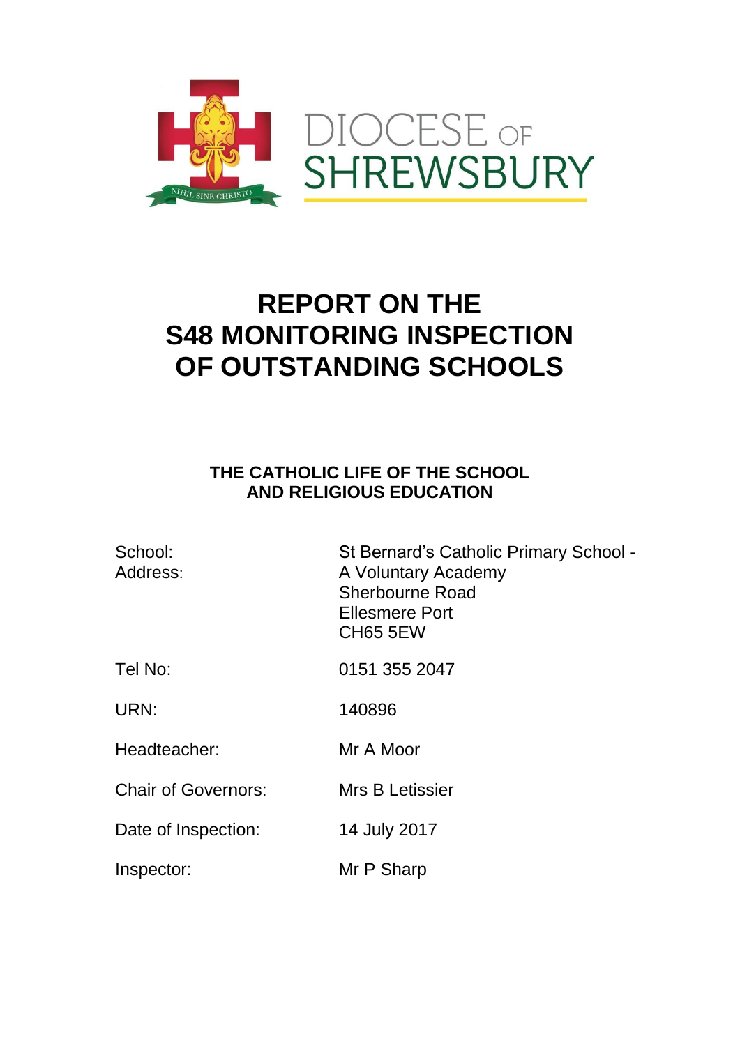DIOCESE OF SHREWSBURY

NIHIL SINE CHRISTO

# REPORT ON THE S48 MONITORING INSPECTION OF OUTSTANDING SCHOOLS

## THE CATHOLIC LIFE OF THE SCHOOL AND RELIGIOUS EDUCATION

| | |
|---|---|
| School: | St Bernard's Catholic Primary School - |
| Address: | A Voluntary Academy<br>Sherbourne Road<br>Ellesmere Port<br>CH65 5EW |
| Tel No: | 0151 355 2047 |
| URN: | 140896 |
| Headteacher: | Mr A Moor |
| Chair of Governors: | Mrs B Letissier |
| Date of Inspection: | 14 July 2017 |
| Inspector: | Mr P Sharp |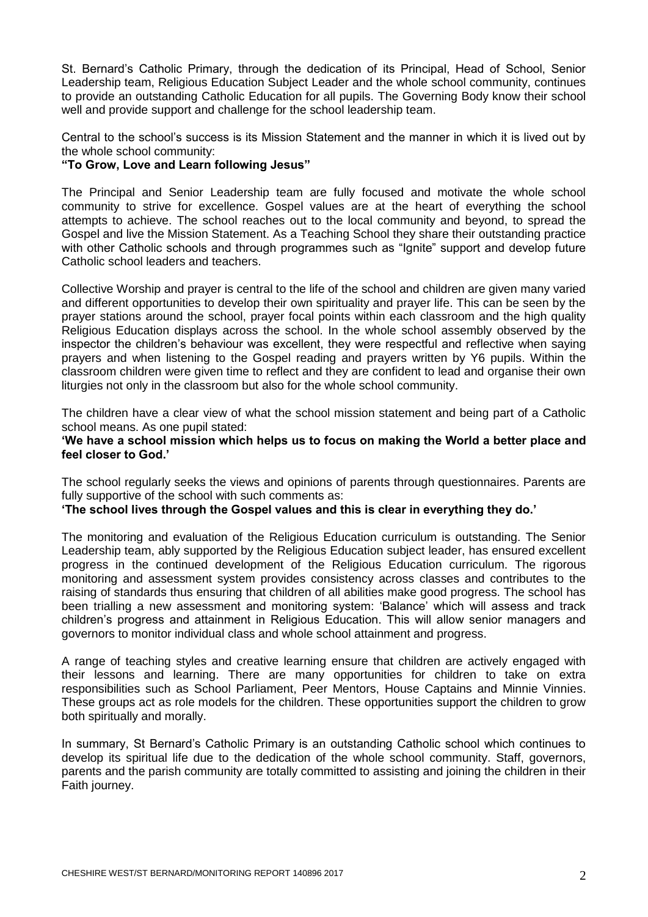St. Bernard's Catholic Primary, through the dedication of its Principal, Head of School, Senior Leadership team, Religious Education Subject Leader and the whole school community, continues to provide an outstanding Catholic Education for all pupils. The Governing Body know their school well and provide support and challenge for the school leadership team.

Central to the school's success is its Mission Statement and the manner in which it is lived out by the whole school community:

**"To Grow, Love and Learn following Jesus"**

The Principal and Senior Leadership team are fully focused and motivate the whole school community to strive for excellence. Gospel values are at the heart of everything the school attempts to achieve. The school reaches out to the local community and beyond, to spread the Gospel and live the Mission Statement. As a Teaching School they share their outstanding practice with other Catholic schools and through programmes such as "Ignite" support and develop future Catholic school leaders and teachers.

Collective Worship and prayer is central to the life of the school and children are given many varied and different opportunities to develop their own spirituality and prayer life. This can be seen by the prayer stations around the school, prayer focal points within each classroom and the high quality Religious Education displays across the school. In the whole school assembly observed by the inspector the children's behaviour was excellent, they were respectful and reflective when saying prayers and when listening to the Gospel reading and prayers written by Y6 pupils. Within the classroom children were given time to reflect and they are confident to lead and organise their own liturgies not only in the classroom but also for the whole school community.

The children have a clear view of what the school mission statement and being part of a Catholic school means. As one pupil stated:

**'We have a school mission which helps us to focus on making the World a better place and feel closer to God.'**

The school regularly seeks the views and opinions of parents through questionnaires. Parents are fully supportive of the school with such comments as:

**'The school lives through the Gospel values and this is clear in everything they do.'**

The monitoring and evaluation of the Religious Education curriculum is outstanding. The Senior Leadership team, ably supported by the Religious Education subject leader, has ensured excellent progress in the continued development of the Religious Education curriculum. The rigorous monitoring and assessment system provides consistency across classes and contributes to the raising of standards thus ensuring that children of all abilities make good progress. The school has been trialling a new assessment and monitoring system: 'Balance' which will assess and track children's progress and attainment in Religious Education. This will allow senior managers and governors to monitor individual class and whole school attainment and progress.

A range of teaching styles and creative learning ensure that children are actively engaged with their lessons and learning. There are many opportunities for children to take on extra responsibilities such as School Parliament, Peer Mentors, House Captains and Minnie Vinnies. These groups act as role models for the children. These opportunities support the children to grow both spiritually and morally.

In summary, St Bernard's Catholic Primary is an outstanding Catholic school which continues to develop its spiritual life due to the dedication of the whole school community. Staff, governors, parents and the parish community are totally committed to assisting and joining the children in their Faith journey.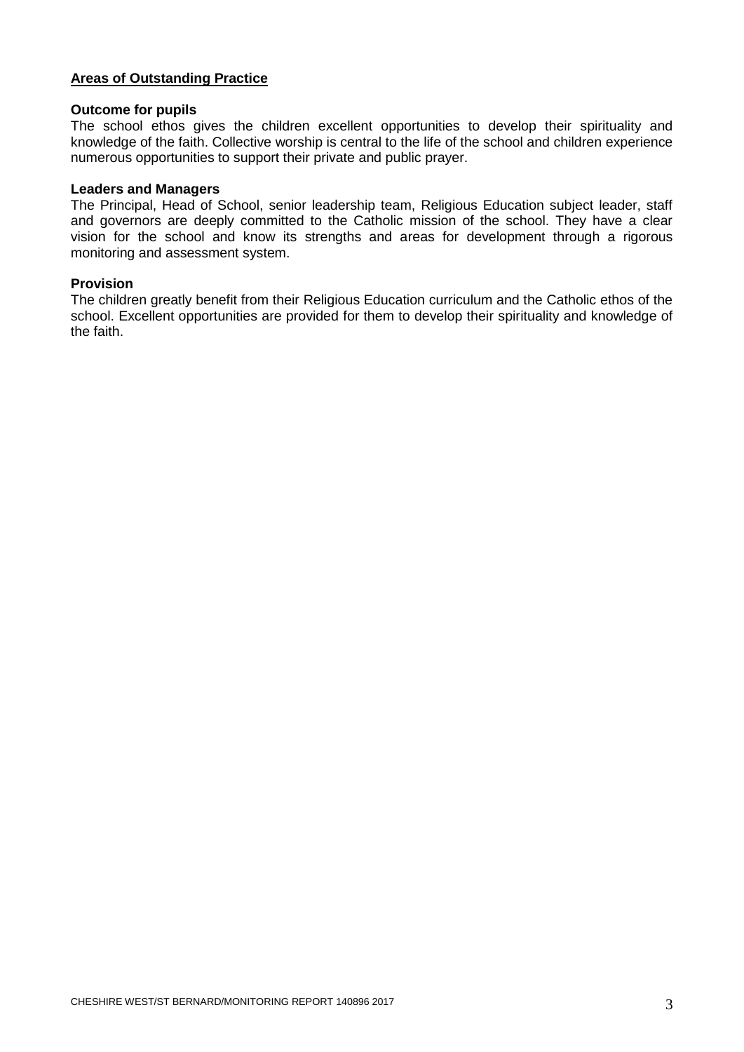## **Areas of Outstanding Practice**

### Outcome for pupils

The school ethos gives the children excellent opportunities to develop their spirituality and knowledge of the faith. Collective worship is central to the life of the school and children experience numerous opportunities to support their private and public prayer.

### Leaders and Managers

The Principal, Head of School, senior leadership team, Religious Education subject leader, staff and governors are deeply committed to the Catholic mission of the school. They have a clear vision for the school and know its strengths and areas for development through a rigorous monitoring and assessment system.

### Provision

The children greatly benefit from their Religious Education curriculum and the Catholic ethos of the school. Excellent opportunities are provided for them to develop their spirituality and knowledge of the faith.